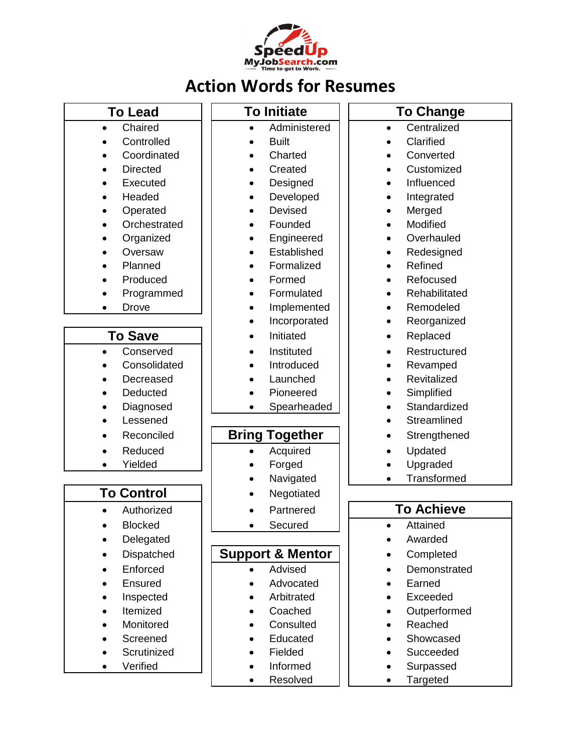SpeedUp MyJobSearch.com
Time to get to Work.

# Action Words for Resumes

## To Lead

- Chaired
- Controlled
- Coordinated
- Directed
- Executed
- Headed
- Operated
- Orchestrated
- Organized
- Oversaw
- Planned
- Produced
- Programmed
- Drove

## To Save

- Conserved
- Consolidated
- Decreased
- Deducted
- Diagnosed
- Lessened
- Reconciled
- Reduced
- Yielded

## To Control

- Authorized
- Blocked
- Delegated
- Dispatched
- Enforced
- Ensured
- Inspected
- Itemized
- Monitored
- Screened
- Scrutinized
- Verified

## To Initiate

- Administered
- Built
- Charted
- Created
- Designed
- Developed
- Devised
- Founded
- Engineered
- Established
- Formalized
- Formed
- Formulated
- Implemented
- Incorporated
- Initiated
- Instituted
- Introduced
- Launched
- Pioneered
- Spearheaded

## Bring Together

- Acquired
- Forged
- Navigated
- Negotiated
- Partnered
- Secured

## Support & Mentor

- Advised
- Advocated
- Arbitrated
- Coached
- Consulted
- Educated
- Fielded
- Informed
- Resolved

## To Change

- Centralized
- Clarified
- Converted
- Customized
- Influenced
- Integrated
- Merged
- Modified
- Overhauled
- Redesigned
- Refined
- Refocused
- Rehabilitated
- Remodeled
- Reorganized
- Replaced
- Restructured
- Revamped
- Revitalized
- Simplified
- Standardized
- Streamlined
- Strengthened
- Updated
- Upgraded
- Transformed

## To Achieve

- Attained
- Awarded
- Completed
- Demonstrated
- Earned
- Exceeded
- Outperformed
- Reached
- Showcased
- Succeeded
- Surpassed
- Targeted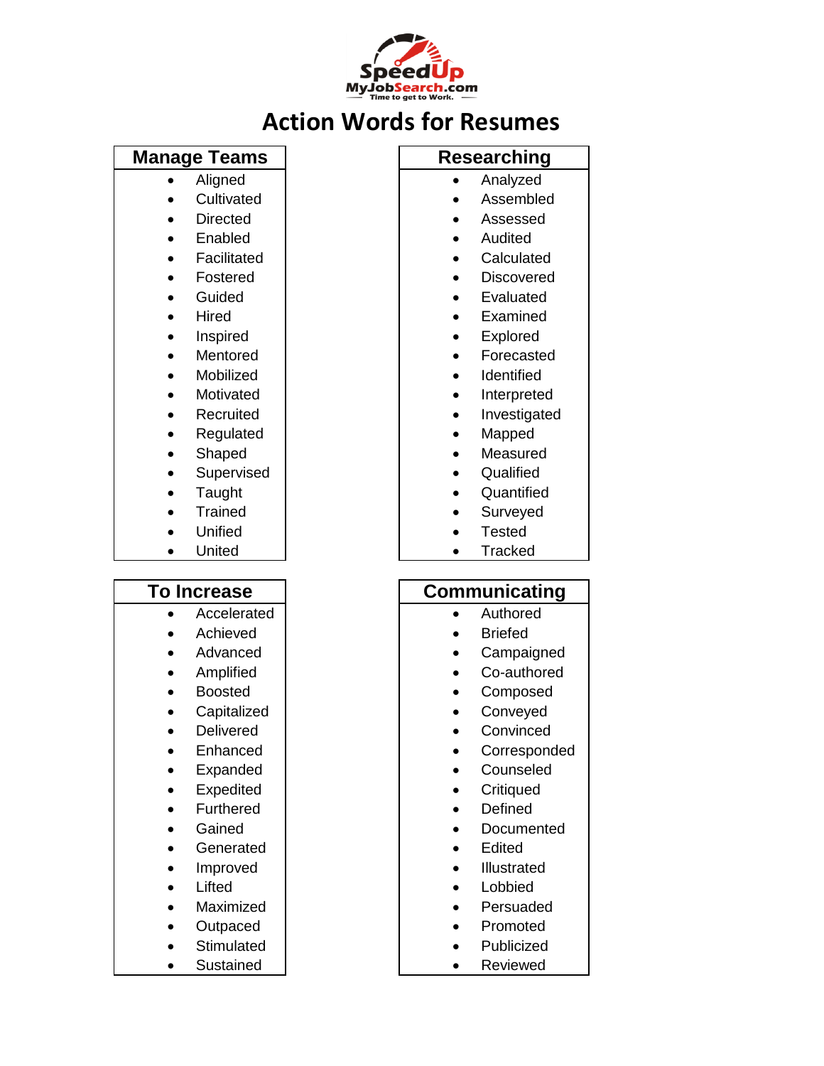SpeedUp MyJobSearch.com
Time to get to Work.

# Action Words for Resumes

## Manage Teams

- Aligned
- Cultivated
- Directed
- Enabled
- Facilitated
- Fostered
- Guided
- Hired
- Inspired
- Mentored
- Mobilized
- Motivated
- Recruited
- Regulated
- Shaped
- Supervised
- Taught
- Trained
- Unified
- United

## Researching

- Analyzed
- Assembled
- Assessed
- Audited
- Calculated
- Discovered
- Evaluated
- Examined
- Explored
- Forecasted
- Identified
- Interpreted
- Investigated
- Mapped
- Measured
- Qualified
- Quantified
- Surveyed
- Tested
- Tracked

## To Increase

- Accelerated
- Achieved
- Advanced
- Amplified
- Boosted
- Capitalized
- Delivered
- Enhanced
- Expanded
- Expedited
- Furthered
- Gained
- Generated
- Improved
- Lifted
- Maximized
- Outpaced
- Stimulated
- Sustained

## Communicating

- Authored
- Briefed
- Campaigned
- Co-authored
- Composed
- Conveyed
- Convinced
- Corresponded
- Counseled
- Critiqued
- Defined
- Documented
- Edited
- Illustrated
- Lobbied
- Persuaded
- Promoted
- Publicized
- Reviewed